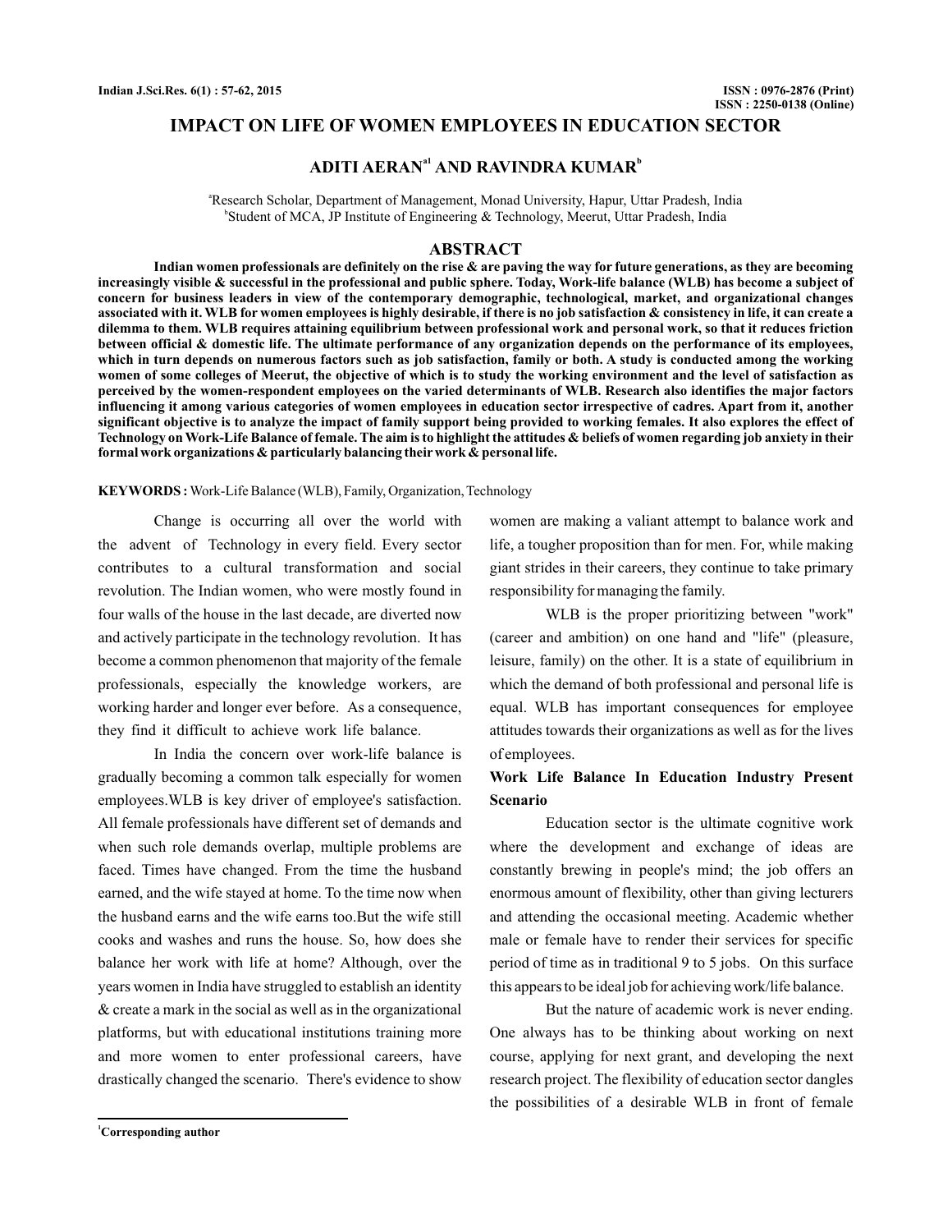# IMPACT ON LIFE OF WOMEN EMPLOYEES IN EDUCATION SECTOR

**ADITI AERAN[a1] AND RAVINDRA KUMAR[b]**

[a]Research Scholar, Department of Management, Monad University, Hapur, Uttar Pradesh, India
[b]Student of MCA, JP Institute of Engineering & Technology, Meerut, Uttar Pradesh, India

## ABSTRACT

**Indian women professionals are definitely on the rise & are paving the way for future generations, as they are becoming increasingly visible & successful in the professional and public sphere. Today, Work-life balance (WLB) has become a subject of concern for business leaders in view of the contemporary demographic, technological, market, and organizational changes associated with it. WLB for women employees is highly desirable, if there is no job satisfaction & consistency in life, it can create a dilemma to them. WLB requires attaining equilibrium between professional work and personal work, so that it reduces friction between official & domestic life. The ultimate performance of any organization depends on the performance of its employees, which in turn depends on numerous factors such as job satisfaction, family or both. A study is conducted among the working women of some colleges of Meerut, the objective of which is to study the working environment and the level of satisfaction as perceived by the women-respondent employees on the varied determinants of WLB. Research also identifies the major factors influencing it among various categories of women employees in education sector irrespective of cadres. Apart from it, another significant objective is to analyze the impact of family support being provided to working females. It also explores the effect of Technology on Work-Life Balance of female. The aim is to highlight the attitudes & beliefs of women regarding job anxiety in their formal work organizations & particularly balancing their work & personal life.**

**KEYWORDS :** Work-Life Balance (WLB), Family, Organization, Technology

Change is occurring all over the world with the advent of Technology in every field. Every sector contributes to a cultural transformation and social revolution. The Indian women, who were mostly found in four walls of the house in the last decade, are diverted now and actively participate in the technology revolution. It has become a common phenomenon that majority of the female professionals, especially the knowledge workers, are working harder and longer ever before. As a consequence, they find it difficult to achieve work life balance.

In India the concern over work-life balance is gradually becoming a common talk especially for women employees.WLB is key driver of employee's satisfaction. All female professionals have different set of demands and when such role demands overlap, multiple problems are faced. Times have changed. From the time the husband earned, and the wife stayed at home. To the time now when the husband earns and the wife earns too.But the wife still cooks and washes and runs the house. So, how does she balance her work with life at home? Although, over the years women in India have struggled to establish an identity & create a mark in the social as well as in the organizational platforms, but with educational institutions training more and more women to enter professional careers, have drastically changed the scenario. There's evidence to show women are making a valiant attempt to balance work and life, a tougher proposition than for men. For, while making giant strides in their careers, they continue to take primary responsibility for managing the family.

WLB is the proper prioritizing between "work" (career and ambition) on one hand and "life" (pleasure, leisure, family) on the other. It is a state of equilibrium in which the demand of both professional and personal life is equal. WLB has important consequences for employee attitudes towards their organizations as well as for the lives of employees.

### Work Life Balance In Education Industry Present Scenario

Education sector is the ultimate cognitive work where the development and exchange of ideas are constantly brewing in people's mind; the job offers an enormous amount of flexibility, other than giving lecturers and attending the occasional meeting. Academic whether male or female have to render their services for specific period of time as in traditional 9 to 5 jobs. On this surface this appears to be ideal job for achieving work/life balance.

But the nature of academic work is never ending. One always has to be thinking about working on next course, applying for next grant, and developing the next research project. The flexibility of education sector dangles the possibilities of a desirable WLB in front of female

[1]Corresponding author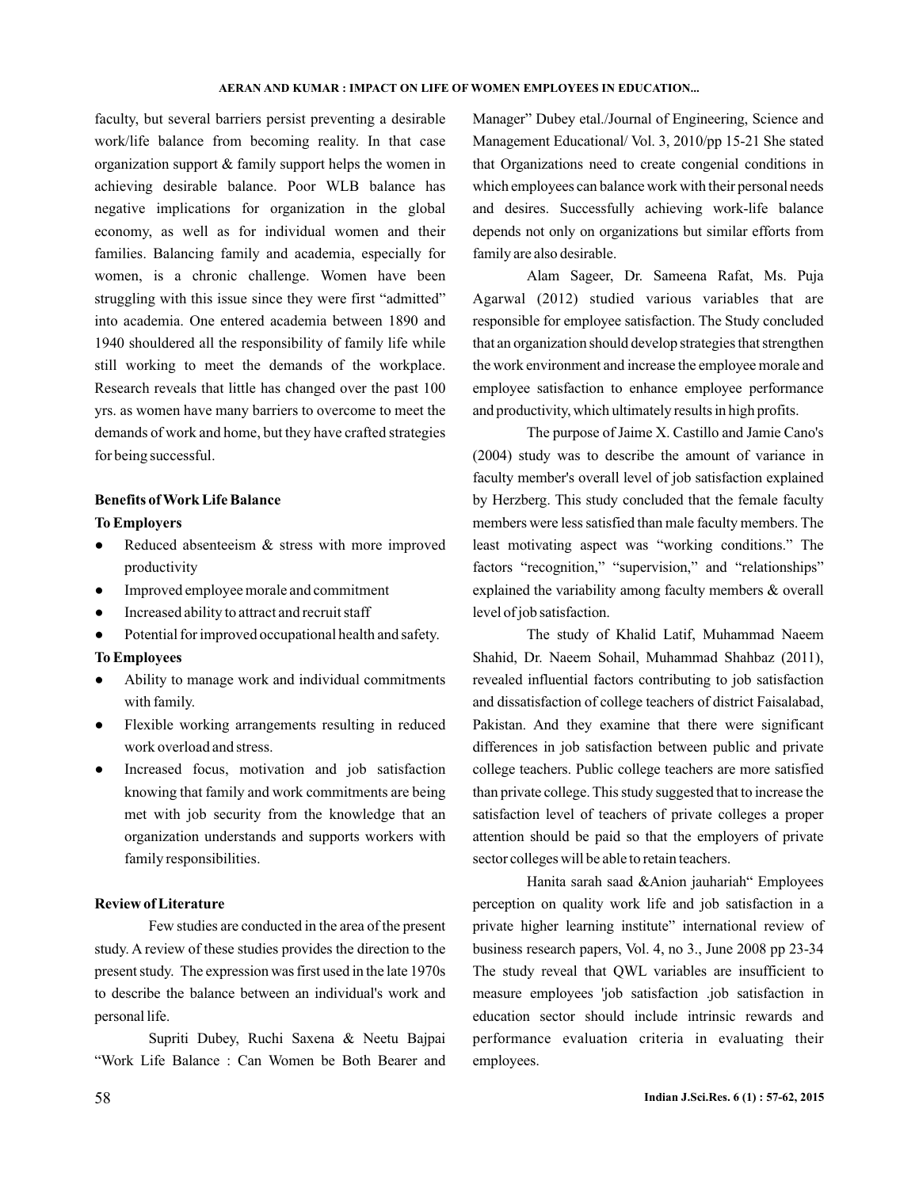faculty, but several barriers persist preventing a desirable work/life balance from becoming reality. In that case organization support & family support helps the women in achieving desirable balance. Poor WLB balance has negative implications for organization in the global economy, as well as for individual women and their families. Balancing family and academia, especially for women, is a chronic challenge. Women have been struggling with this issue since they were first "admitted" into academia. One entered academia between 1890 and 1940 shouldered all the responsibility of family life while still working to meet the demands of the workplace. Research reveals that little has changed over the past 100 yrs. as women have many barriers to overcome to meet the demands of work and home, but they have crafted strategies for being successful.

**Benefits of Work Life Balance**

**To Employers**

- Reduced absenteeism & stress with more improved productivity
- Improved employee morale and commitment
- Increased ability to attract and recruit staff
- Potential for improved occupational health and safety.

**To Employees**

- Ability to manage work and individual commitments with family.
- Flexible working arrangements resulting in reduced work overload and stress.
- Increased focus, motivation and job satisfaction knowing that family and work commitments are being met with job security from the knowledge that an organization understands and supports workers with family responsibilities.

**Review of Literature**

Few studies are conducted in the area of the present study. A review of these studies provides the direction to the present study. The expression was first used in the late 1970s to describe the balance between an individual's work and personal life.

Supriti Dubey, Ruchi Saxena & Neetu Bajpai "Work Life Balance : Can Women be Both Bearer and Manager" Dubey etal./Journal of Engineering, Science and Management Educational/ Vol. 3, 2010/pp 15-21 She stated that Organizations need to create congenial conditions in which employees can balance work with their personal needs and desires. Successfully achieving work-life balance depends not only on organizations but similar efforts from family are also desirable.

Alam Sageer, Dr. Sameena Rafat, Ms. Puja Agarwal (2012) studied various variables that are responsible for employee satisfaction. The Study concluded that an organization should develop strategies that strengthen the work environment and increase the employee morale and employee satisfaction to enhance employee performance and productivity, which ultimately results in high profits.

The purpose of Jaime X. Castillo and Jamie Cano's (2004) study was to describe the amount of variance in faculty member's overall level of job satisfaction explained by Herzberg. This study concluded that the female faculty members were less satisfied than male faculty members. The least motivating aspect was "working conditions." The factors "recognition," "supervision," and "relationships" explained the variability among faculty members & overall level of job satisfaction.

The study of Khalid Latif, Muhammad Naeem Shahid, Dr. Naeem Sohail, Muhammad Shahbaz (2011), revealed influential factors contributing to job satisfaction and dissatisfaction of college teachers of district Faisalabad, Pakistan. And they examine that there were significant differences in job satisfaction between public and private college teachers. Public college teachers are more satisfied than private college. This study suggested that to increase the satisfaction level of teachers of private colleges a proper attention should be paid so that the employers of private sector colleges will be able to retain teachers.

Hanita sarah saad &Anion jauhariah" Employees perception on quality work life and job satisfaction in a private higher learning institute" international review of business research papers, Vol. 4, no 3., June 2008 pp 23-34 The study reveal that QWL variables are insufficient to measure employees 'job satisfaction .job satisfaction in education sector should include intrinsic rewards and performance evaluation criteria in evaluating their employees.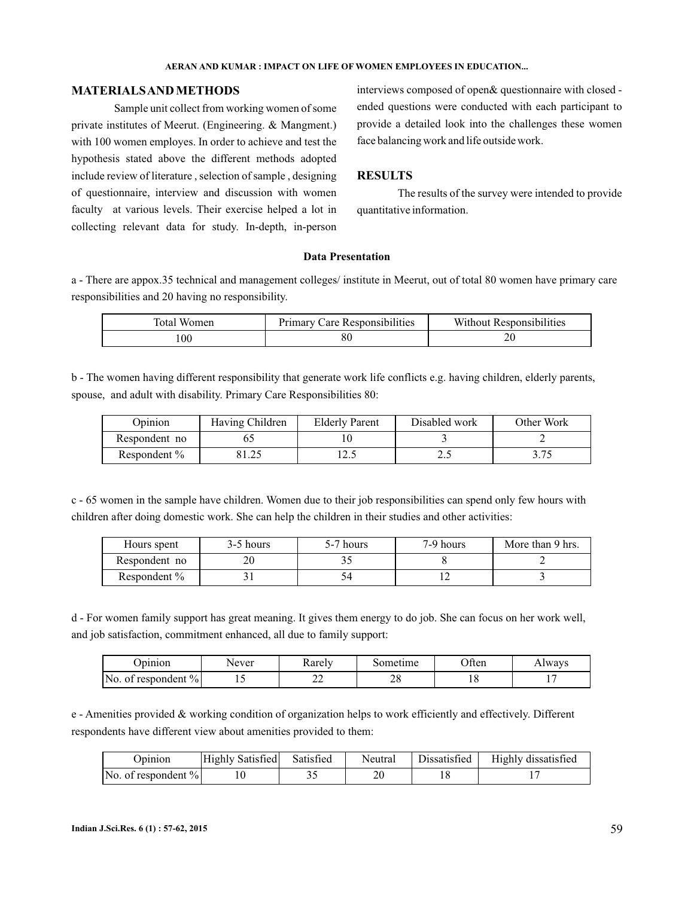## MATERIALS AND METHODS

Sample unit collect from working women of some private institutes of Meerut. (Engineering. & Mangment.) with 100 women employes. In order to achieve and test the hypothesis stated above the different methods adopted include review of literature , selection of sample , designing of questionnaire, interview and discussion with women faculty at various levels. Their exercise helped a lot in collecting relevant data for study. In-depth, in-person interviews composed of open& questionnaire with closed - ended questions were conducted with each participant to provide a detailed look into the challenges these women face balancing work and life outside work.

## RESULTS

The results of the survey were intended to provide quantitative information.

### Data Presentation

a - There are appox.35 technical and management colleges/ institute in Meerut, out of total 80 women have primary care responsibilities and 20 having no responsibility.

| Total Women | Primary Care Responsibilities | Without Responsibilities |
|---|---|---|
| 100 | 80 | 20 |

b - The women having different responsibility that generate work life conflicts e.g. having children, elderly parents, spouse, and adult with disability. Primary Care Responsibilities 80:

| Opinion | Having Children | Elderly Parent | Disabled work | Other Work |
|---|---|---|---|---|
| Respondent no | 65 | 10 | 3 | 2 |
| Respondent % | 81.25 | 12.5 | 2.5 | 3.75 |

c - 65 women in the sample have children. Women due to their job responsibilities can spend only few hours with children after doing domestic work. She can help the children in their studies and other activities:

| Hours spent | 3-5 hours | 5-7 hours | 7-9 hours | More than 9 hrs. |
|---|---|---|---|---|
| Respondent no | 20 | 35 | 8 | 2 |
| Respondent % | 31 | 54 | 12 | 3 |

d - For women family support has great meaning. It gives them energy to do job. She can focus on her work well, and job satisfaction, commitment enhanced, all due to family support:

| Opinion | Never | Rarely | Sometime | Often | Always |
|---|---|---|---|---|---|
| No. of respondent % | 15 | 22 | 28 | 18 | 17 |

e - Amenities provided & working condition of organization helps to work efficiently and effectively. Different respondents have different view about amenities provided to them:

| Opinion | Highly Satisfied | Satisfied | Neutral | Dissatisfied | Highly dissatisfied |
|---|---|---|---|---|---|
| No. of respondent % | 10 | 35 | 20 | 18 | 17 |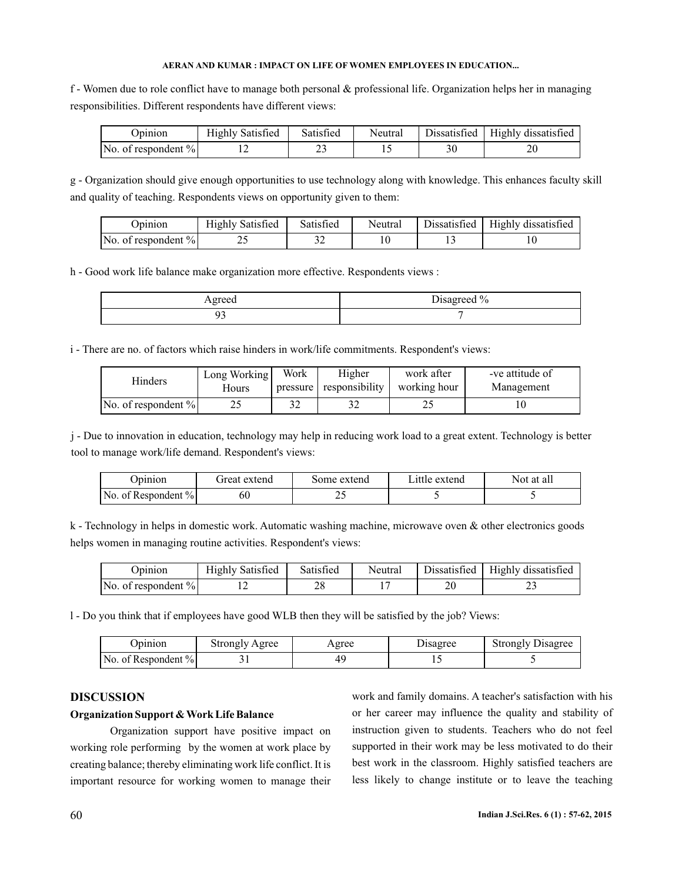f - Women due to role conflict have to manage both personal & professional life. Organization helps her in managing responsibilities. Different respondents have different views:

| Opinion | Highly Satisfied | Satisfied | Neutral | Dissatisfied | Highly dissatisfied |
|---|---|---|---|---|---|
| No. of respondent % | 12 | 23 | 15 | 30 | 20 |

g - Organization should give enough opportunities to use technology along with knowledge. This enhances faculty skill and quality of teaching. Respondents views on opportunity given to them:

| Opinion | Highly Satisfied | Satisfied | Neutral | Dissatisfied | Highly dissatisfied |
|---|---|---|---|---|---|
| No. of respondent % | 25 | 32 | 10 | 13 | 10 |

h - Good work life balance make organization more effective. Respondents views :

| Agreed | Disagreed % |
|---|---|
| 93 | 7 |

i - There are no. of factors which raise hinders in work/life commitments. Respondent's views:

| Hinders | Long Working Hours | Work pressure | Higher responsibility | work after working hour | -ve attitude of Management |
|---|---|---|---|---|---|
| No. of respondent % | 25 | 32 | 32 | 25 | 10 |

j - Due to innovation in education, technology may help in reducing work load to a great extent. Technology is better tool to manage work/life demand. Respondent's views:

| Opinion | Great extend | Some extend | Little extend | Not at all |
|---|---|---|---|---|
| No. of Respondent % | 60 | 25 | 5 | 5 |

k - Technology in helps in domestic work. Automatic washing machine, microwave oven & other electronics goods helps women in managing routine activities. Respondent's views:

| Opinion | Highly Satisfied | Satisfied | Neutral | Dissatisfied | Highly dissatisfied |
|---|---|---|---|---|---|
| No. of respondent % | 12 | 28 | 17 | 20 | 23 |

l - Do you think that if employees have good WLB then they will be satisfied by the job? Views:

| Opinion | Strongly Agree | Agree | Disagree | Strongly Disagree |
|---|---|---|---|---|
| No. of Respondent % | 31 | 49 | 15 | 5 |

## DISCUSSION

### Organization Support & Work Life Balance

Organization support have positive impact on working role performing by the women at work place by creating balance; thereby eliminating work life conflict. It is important resource for working women to manage their work and family domains. A teacher's satisfaction with his or her career may influence the quality and stability of instruction given to students. Teachers who do not feel supported in their work may be less motivated to do their best work in the classroom. Highly satisfied teachers are less likely to change institute or to leave the teaching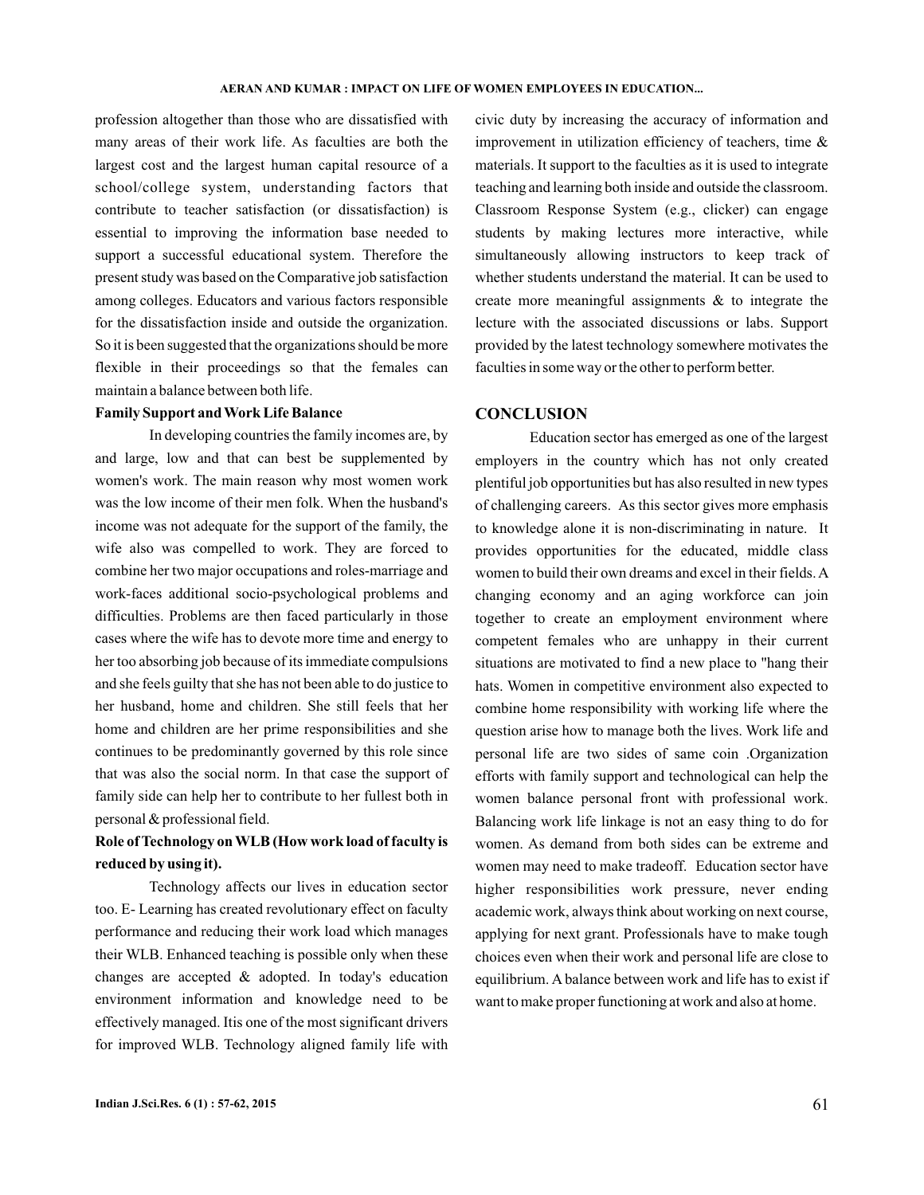profession altogether than those who are dissatisfied with many areas of their work life. As faculties are both the largest cost and the largest human capital resource of a school/college system, understanding factors that contribute to teacher satisfaction (or dissatisfaction) is essential to improving the information base needed to support a successful educational system. Therefore the present study was based on the Comparative job satisfaction among colleges. Educators and various factors responsible for the dissatisfaction inside and outside the organization. So it is been suggested that the organizations should be more flexible in their proceedings so that the females can maintain a balance between both life.

**Family Support and Work Life Balance**

In developing countries the family incomes are, by and large, low and that can best be supplemented by women's work. The main reason why most women work was the low income of their men folk. When the husband's income was not adequate for the support of the family, the wife also was compelled to work. They are forced to combine her two major occupations and roles-marriage and work-faces additional socio-psychological problems and difficulties. Problems are then faced particularly in those cases where the wife has to devote more time and energy to her too absorbing job because of its immediate compulsions and she feels guilty that she has not been able to do justice to her husband, home and children. She still feels that her home and children are her prime responsibilities and she continues to be predominantly governed by this role since that was also the social norm. In that case the support of family side can help her to contribute to her fullest both in personal & professional field.

**Role of Technology on WLB (How work load of faculty is reduced by using it).**

Technology affects our lives in education sector too. E- Learning has created revolutionary effect on faculty performance and reducing their work load which manages their WLB. Enhanced teaching is possible only when these changes are accepted & adopted. In today's education environment information and knowledge need to be effectively managed. Itis one of the most significant drivers for improved WLB. Technology aligned family life with civic duty by increasing the accuracy of information and improvement in utilization efficiency of teachers, time & materials. It support to the faculties as it is used to integrate teaching and learning both inside and outside the classroom. Classroom Response System (e.g., clicker) can engage students by making lectures more interactive, while simultaneously allowing instructors to keep track of whether students understand the material. It can be used to create more meaningful assignments & to integrate the lecture with the associated discussions or labs. Support provided by the latest technology somewhere motivates the faculties in some way or the other to perform better.

## CONCLUSION

Education sector has emerged as one of the largest employers in the country which has not only created plentiful job opportunities but has also resulted in new types of challenging careers. As this sector gives more emphasis to knowledge alone it is non-discriminating in nature. It provides opportunities for the educated, middle class women to build their own dreams and excel in their fields. A changing economy and an aging workforce can join together to create an employment environment where competent females who are unhappy in their current situations are motivated to find a new place to "hang their hats. Women in competitive environment also expected to combine home responsibility with working life where the question arise how to manage both the lives. Work life and personal life are two sides of same coin .Organization efforts with family support and technological can help the women balance personal front with professional work. Balancing work life linkage is not an easy thing to do for women. As demand from both sides can be extreme and women may need to make tradeoff. Education sector have higher responsibilities work pressure, never ending academic work, always think about working on next course, applying for next grant. Professionals have to make tough choices even when their work and personal life are close to equilibrium. A balance between work and life has to exist if want to make proper functioning at work and also at home.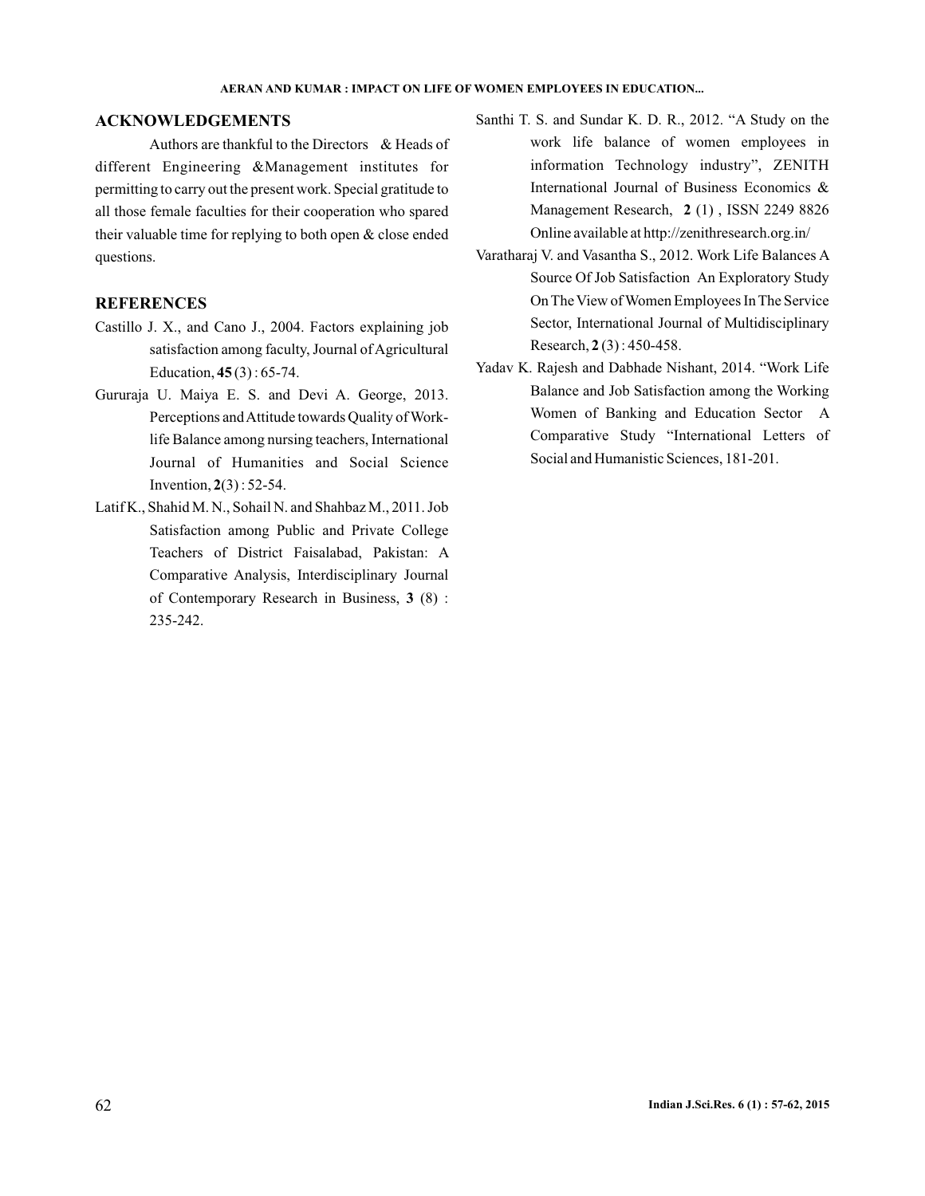## ACKNOWLEDGEMENTS

Authors are thankful to the Directors & Heads of different Engineering &Management institutes for permitting to carry out the present work. Special gratitude to all those female faculties for their cooperation who spared their valuable time for replying to both open & close ended questions.

## REFERENCES

Castillo J. X., and Cano J., 2004. Factors explaining job satisfaction among faculty, Journal of Agricultural Education, **45** (3) : 65-74.

Gururaja U. Maiya E. S. and Devi A. George, 2013. Perceptions and Attitude towards Quality of Work-life Balance among nursing teachers, International Journal of Humanities and Social Science Invention, **2**(3) : 52-54.

Latif K., Shahid M. N., Sohail N. and Shahbaz M., 2011. Job Satisfaction among Public and Private College Teachers of District Faisalabad, Pakistan: A Comparative Analysis, Interdisciplinary Journal of Contemporary Research in Business, **3** (8) : 235-242.

Santhi T. S. and Sundar K. D. R., 2012. "A Study on the work life balance of women employees in information Technology industry", ZENITH International Journal of Business Economics & Management Research, **2** (1) , ISSN 2249 8826 Online available at http://zenithresearch.org.in/

Varatharaj V. and Vasantha S., 2012. Work Life Balances A Source Of Job Satisfaction An Exploratory Study On The View of Women Employees In The Service Sector, International Journal of Multidisciplinary Research, **2** (3) : 450-458.

Yadav K. Rajesh and Dabhade Nishant, 2014. "Work Life Balance and Job Satisfaction among the Working Women of Banking and Education Sector A Comparative Study "International Letters of Social and Humanistic Sciences, 181-201.